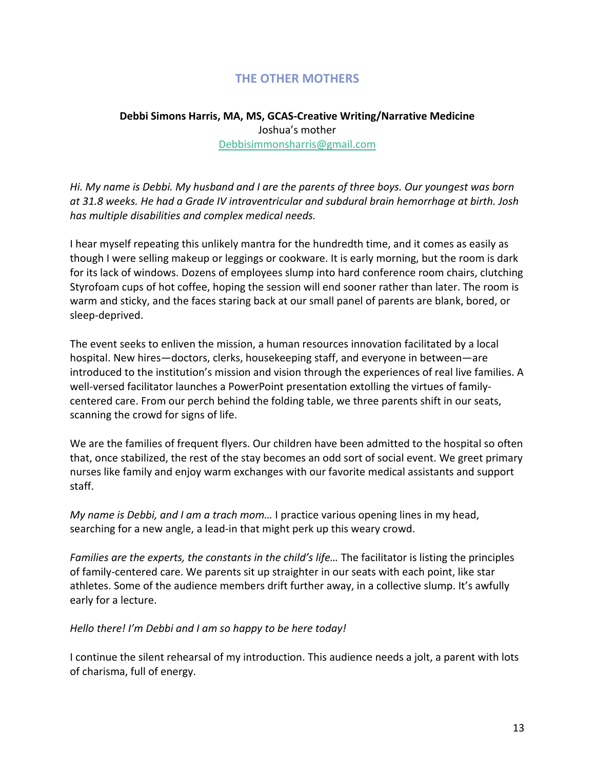# THE OTHER MOTHERS

**Debbi Simons Harris, MA, MS, GCAS-Creative Writing/Narrative Medicine**
Joshua's mother
Debbisimmonsharris@gmail.com

*Hi. My name is Debbi. My husband and I are the parents of three boys. Our youngest was born at 31.8 weeks. He had a Grade IV intraventricular and subdural brain hemorrhage at birth. Josh has multiple disabilities and complex medical needs.*

I hear myself repeating this unlikely mantra for the hundredth time, and it comes as easily as though I were selling makeup or leggings or cookware. It is early morning, but the room is dark for its lack of windows. Dozens of employees slump into hard conference room chairs, clutching Styrofoam cups of hot coffee, hoping the session will end sooner rather than later. The room is warm and sticky, and the faces staring back at our small panel of parents are blank, bored, or sleep-deprived.

The event seeks to enliven the mission, a human resources innovation facilitated by a local hospital. New hires—doctors, clerks, housekeeping staff, and everyone in between—are introduced to the institution's mission and vision through the experiences of real live families. A well-versed facilitator launches a PowerPoint presentation extolling the virtues of family-centered care. From our perch behind the folding table, we three parents shift in our seats, scanning the crowd for signs of life.

We are the families of frequent flyers. Our children have been admitted to the hospital so often that, once stabilized, the rest of the stay becomes an odd sort of social event. We greet primary nurses like family and enjoy warm exchanges with our favorite medical assistants and support staff.

*My name is Debbi, and I am a trach mom…* I practice various opening lines in my head, searching for a new angle, a lead-in that might perk up this weary crowd.

*Families are the experts, the constants in the child's life…* The facilitator is listing the principles of family-centered care. We parents sit up straighter in our seats with each point, like star athletes. Some of the audience members drift further away, in a collective slump. It's awfully early for a lecture.

*Hello there! I'm Debbi and I am so happy to be here today!*

I continue the silent rehearsal of my introduction. This audience needs a jolt, a parent with lots of charisma, full of energy.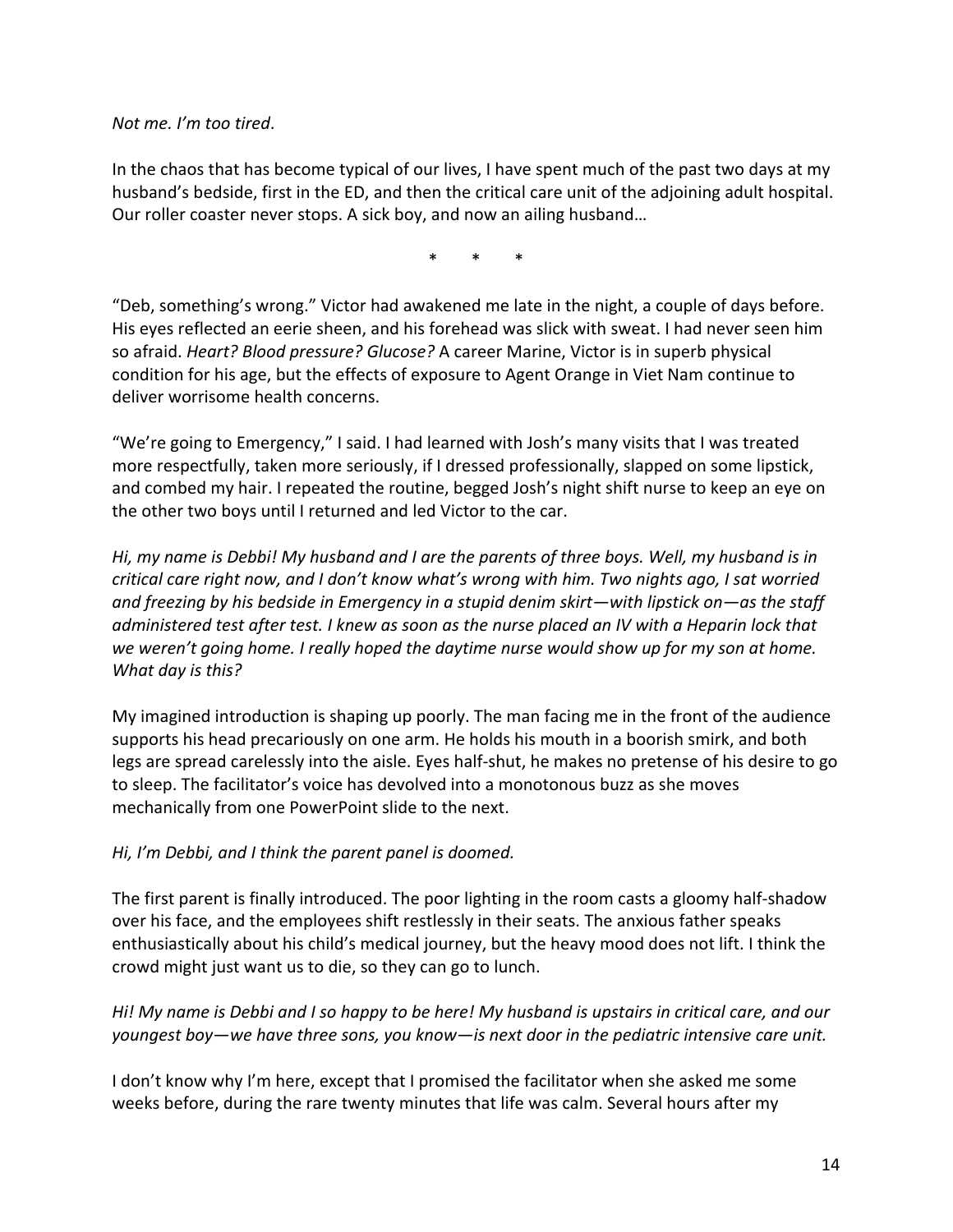*Not me. I'm too tired*.

In the chaos that has become typical of our lives, I have spent much of the past two days at my husband's bedside, first in the ED, and then the critical care unit of the adjoining adult hospital. Our roller coaster never stops. A sick boy, and now an ailing husband…

\*   \*   \*

"Deb, something's wrong." Victor had awakened me late in the night, a couple of days before. His eyes reflected an eerie sheen, and his forehead was slick with sweat. I had never seen him so afraid. *Heart? Blood pressure? Glucose?* A career Marine, Victor is in superb physical condition for his age, but the effects of exposure to Agent Orange in Viet Nam continue to deliver worrisome health concerns.

"We're going to Emergency," I said. I had learned with Josh's many visits that I was treated more respectfully, taken more seriously, if I dressed professionally, slapped on some lipstick, and combed my hair. I repeated the routine, begged Josh's night shift nurse to keep an eye on the other two boys until I returned and led Victor to the car.

*Hi, my name is Debbi! My husband and I are the parents of three boys. Well, my husband is in critical care right now, and I don't know what's wrong with him. Two nights ago, I sat worried and freezing by his bedside in Emergency in a stupid denim skirt—with lipstick on—as the staff administered test after test. I knew as soon as the nurse placed an IV with a Heparin lock that we weren't going home. I really hoped the daytime nurse would show up for my son at home. What day is this?*

My imagined introduction is shaping up poorly. The man facing me in the front of the audience supports his head precariously on one arm. He holds his mouth in a boorish smirk, and both legs are spread carelessly into the aisle. Eyes half-shut, he makes no pretense of his desire to go to sleep. The facilitator's voice has devolved into a monotonous buzz as she moves mechanically from one PowerPoint slide to the next.

*Hi, I'm Debbi, and I think the parent panel is doomed.*

The first parent is finally introduced. The poor lighting in the room casts a gloomy half-shadow over his face, and the employees shift restlessly in their seats. The anxious father speaks enthusiastically about his child's medical journey, but the heavy mood does not lift. I think the crowd might just want us to die, so they can go to lunch.

*Hi! My name is Debbi and I so happy to be here! My husband is upstairs in critical care, and our youngest boy—we have three sons, you know—is next door in the pediatric intensive care unit.*

I don't know why I'm here, except that I promised the facilitator when she asked me some weeks before, during the rare twenty minutes that life was calm. Several hours after my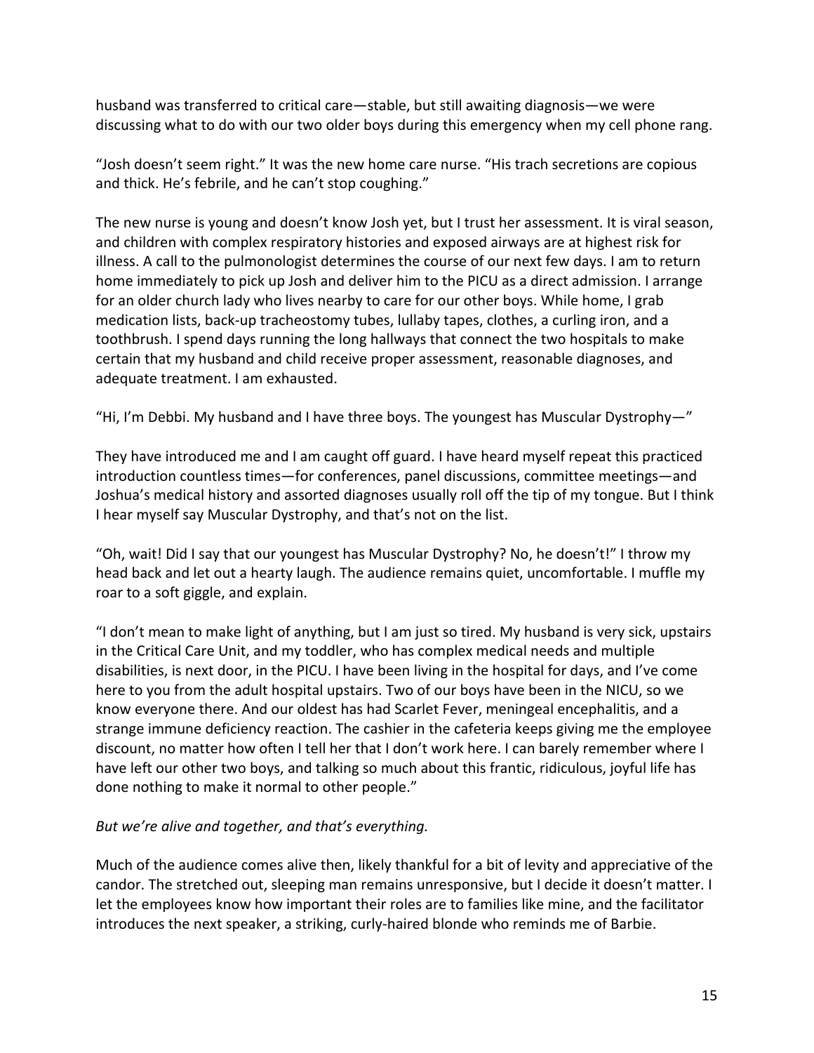husband was transferred to critical care—stable, but still awaiting diagnosis—we were discussing what to do with our two older boys during this emergency when my cell phone rang.

"Josh doesn't seem right." It was the new home care nurse. "His trach secretions are copious and thick. He's febrile, and he can't stop coughing."

The new nurse is young and doesn't know Josh yet, but I trust her assessment. It is viral season, and children with complex respiratory histories and exposed airways are at highest risk for illness. A call to the pulmonologist determines the course of our next few days. I am to return home immediately to pick up Josh and deliver him to the PICU as a direct admission. I arrange for an older church lady who lives nearby to care for our other boys. While home, I grab medication lists, back-up tracheostomy tubes, lullaby tapes, clothes, a curling iron, and a toothbrush. I spend days running the long hallways that connect the two hospitals to make certain that my husband and child receive proper assessment, reasonable diagnoses, and adequate treatment. I am exhausted.

"Hi, I'm Debbi. My husband and I have three boys. The youngest has Muscular Dystrophy—"

They have introduced me and I am caught off guard. I have heard myself repeat this practiced introduction countless times—for conferences, panel discussions, committee meetings—and Joshua's medical history and assorted diagnoses usually roll off the tip of my tongue. But I think I hear myself say Muscular Dystrophy, and that's not on the list.

"Oh, wait! Did I say that our youngest has Muscular Dystrophy? No, he doesn't!" I throw my head back and let out a hearty laugh. The audience remains quiet, uncomfortable. I muffle my roar to a soft giggle, and explain.

"I don't mean to make light of anything, but I am just so tired. My husband is very sick, upstairs in the Critical Care Unit, and my toddler, who has complex medical needs and multiple disabilities, is next door, in the PICU. I have been living in the hospital for days, and I've come here to you from the adult hospital upstairs. Two of our boys have been in the NICU, so we know everyone there. And our oldest has had Scarlet Fever, meningeal encephalitis, and a strange immune deficiency reaction. The cashier in the cafeteria keeps giving me the employee discount, no matter how often I tell her that I don't work here. I can barely remember where I have left our other two boys, and talking so much about this frantic, ridiculous, joyful life has done nothing to make it normal to other people."

*But we're alive and together, and that's everything.*

Much of the audience comes alive then, likely thankful for a bit of levity and appreciative of the candor. The stretched out, sleeping man remains unresponsive, but I decide it doesn't matter. I let the employees know how important their roles are to families like mine, and the facilitator introduces the next speaker, a striking, curly-haired blonde who reminds me of Barbie.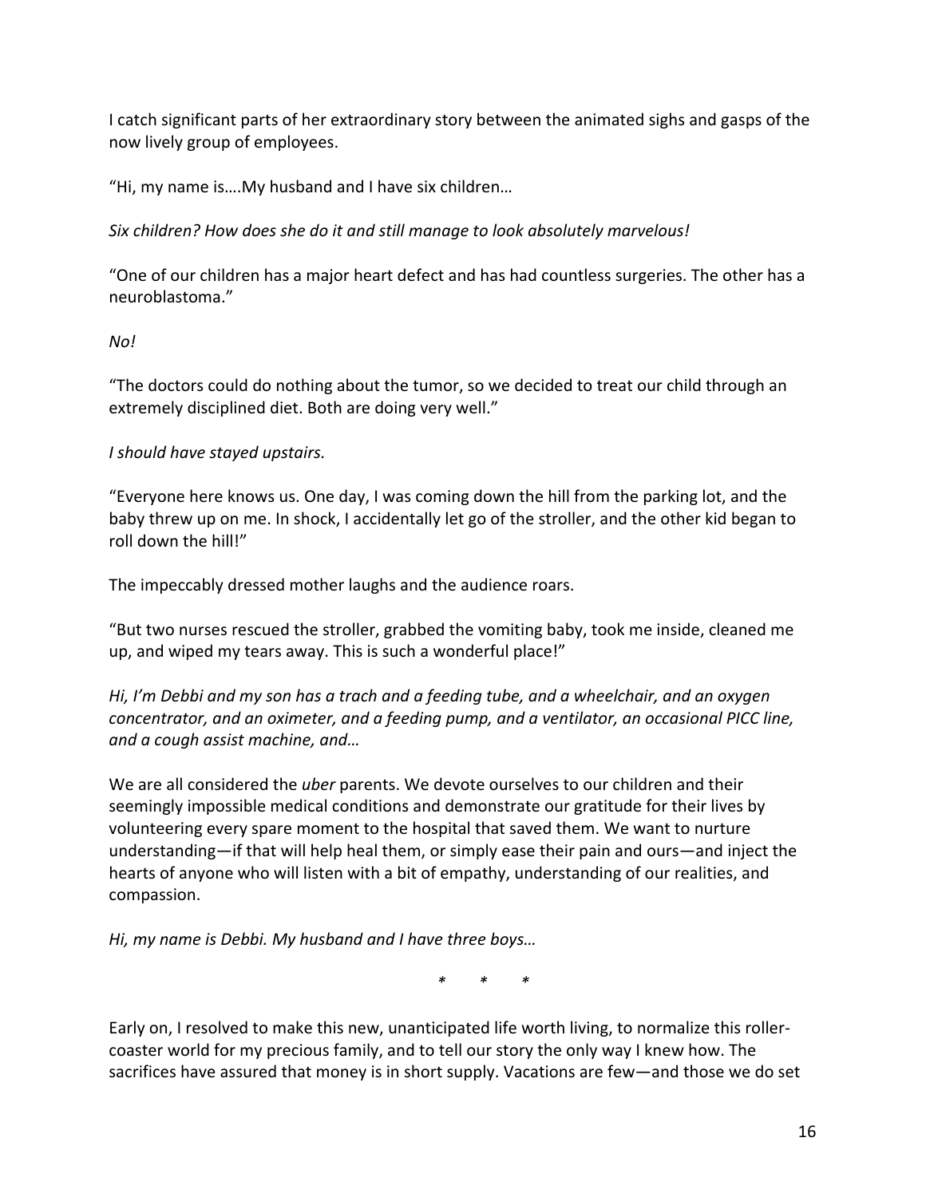I catch significant parts of her extraordinary story between the animated sighs and gasps of the now lively group of employees.

"Hi, my name is….My husband and I have six children…

*Six children? How does she do it and still manage to look absolutely marvelous!*

"One of our children has a major heart defect and has had countless surgeries. The other has a neuroblastoma."

*No!*

"The doctors could do nothing about the tumor, so we decided to treat our child through an extremely disciplined diet. Both are doing very well."

*I should have stayed upstairs.*

"Everyone here knows us. One day, I was coming down the hill from the parking lot, and the baby threw up on me. In shock, I accidentally let go of the stroller, and the other kid began to roll down the hill!"

The impeccably dressed mother laughs and the audience roars.

"But two nurses rescued the stroller, grabbed the vomiting baby, took me inside, cleaned me up, and wiped my tears away. This is such a wonderful place!"

*Hi, I'm Debbi and my son has a trach and a feeding tube, and a wheelchair, and an oxygen concentrator, and an oximeter, and a feeding pump, and a ventilator, an occasional PICC line, and a cough assist machine, and…*

We are all considered the *uber* parents. We devote ourselves to our children and their seemingly impossible medical conditions and demonstrate our gratitude for their lives by volunteering every spare moment to the hospital that saved them. We want to nurture understanding—if that will help heal them, or simply ease their pain and ours—and inject the hearts of anyone who will listen with a bit of empathy, understanding of our realities, and compassion.

*Hi, my name is Debbi. My husband and I have three boys…*

\* \* \*

Early on, I resolved to make this new, unanticipated life worth living, to normalize this roller-coaster world for my precious family, and to tell our story the only way I knew how. The sacrifices have assured that money is in short supply. Vacations are few—and those we do set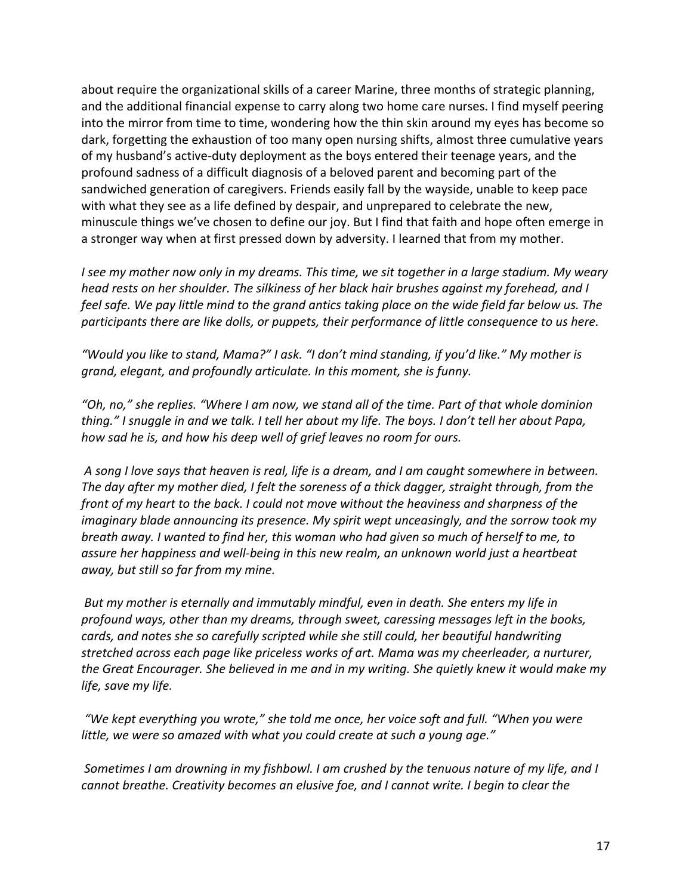about require the organizational skills of a career Marine, three months of strategic planning, and the additional financial expense to carry along two home care nurses. I find myself peering into the mirror from time to time, wondering how the thin skin around my eyes has become so dark, forgetting the exhaustion of too many open nursing shifts, almost three cumulative years of my husband's active-duty deployment as the boys entered their teenage years, and the profound sadness of a difficult diagnosis of a beloved parent and becoming part of the sandwiched generation of caregivers. Friends easily fall by the wayside, unable to keep pace with what they see as a life defined by despair, and unprepared to celebrate the new, minuscule things we've chosen to define our joy. But I find that faith and hope often emerge in a stronger way when at first pressed down by adversity. I learned that from my mother.

*I see my mother now only in my dreams. This time, we sit together in a large stadium. My weary head rests on her shoulder. The silkiness of her black hair brushes against my forehead, and I feel safe. We pay little mind to the grand antics taking place on the wide field far below us. The participants there are like dolls, or puppets, their performance of little consequence to us here.*

*"Would you like to stand, Mama?" I ask. "I don't mind standing, if you'd like." My mother is grand, elegant, and profoundly articulate. In this moment, she is funny.*

*"Oh, no," she replies. "Where I am now, we stand all of the time. Part of that whole dominion thing." I snuggle in and we talk. I tell her about my life. The boys. I don't tell her about Papa, how sad he is, and how his deep well of grief leaves no room for ours.*

*A song I love says that heaven is real, life is a dream, and I am caught somewhere in between. The day after my mother died, I felt the soreness of a thick dagger, straight through, from the front of my heart to the back. I could not move without the heaviness and sharpness of the imaginary blade announcing its presence. My spirit wept unceasingly, and the sorrow took my breath away. I wanted to find her, this woman who had given so much of herself to me, to assure her happiness and well-being in this new realm, an unknown world just a heartbeat away, but still so far from my mine.*

*But my mother is eternally and immutably mindful, even in death. She enters my life in profound ways, other than my dreams, through sweet, caressing messages left in the books, cards, and notes she so carefully scripted while she still could, her beautiful handwriting stretched across each page like priceless works of art. Mama was my cheerleader, a nurturer, the Great Encourager. She believed in me and in my writing. She quietly knew it would make my life, save my life.*

*"We kept everything you wrote," she told me once, her voice soft and full. "When you were little, we were so amazed with what you could create at such a young age."*

*Sometimes I am drowning in my fishbowl. I am crushed by the tenuous nature of my life, and I cannot breathe. Creativity becomes an elusive foe, and I cannot write. I begin to clear the*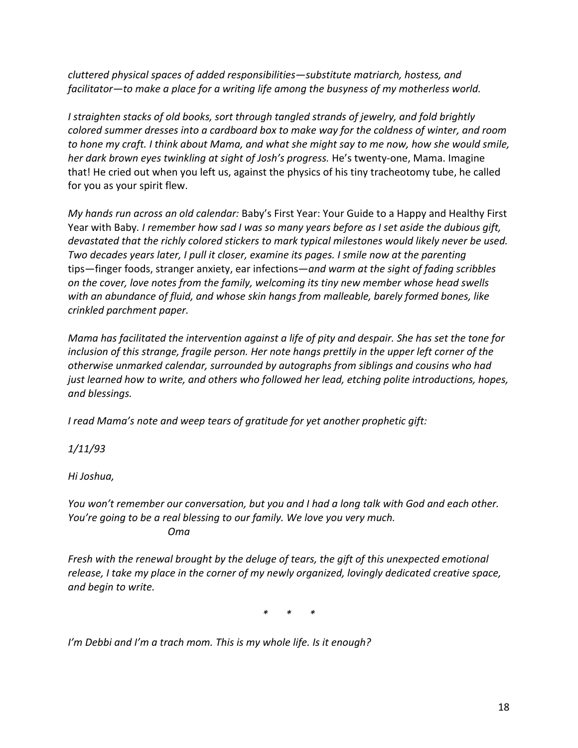*cluttered physical spaces of added responsibilities—substitute matriarch, hostess, and facilitator—to make a place for a writing life among the busyness of my motherless world.*

*I straighten stacks of old books, sort through tangled strands of jewelry, and fold brightly colored summer dresses into a cardboard box to make way for the coldness of winter, and room to hone my craft. I think about Mama, and what she might say to me now, how she would smile, her dark brown eyes twinkling at sight of Josh's progress.* He's twenty-one, Mama. Imagine that! He cried out when you left us, against the physics of his tiny tracheotomy tube, he called for you as your spirit flew.

*My hands run across an old calendar:* Baby's First Year: Your Guide to a Happy and Healthy First Year with Baby. *I remember how sad I was so many years before as I set aside the dubious gift, devastated that the richly colored stickers to mark typical milestones would likely never be used. Two decades years later, I pull it closer, examine its pages. I smile now at the parenting* tips—finger foods, stranger anxiety, ear infections—*and warm at the sight of fading scribbles on the cover, love notes from the family, welcoming its tiny new member whose head swells with an abundance of fluid, and whose skin hangs from malleable, barely formed bones, like crinkled parchment paper.*

*Mama has facilitated the intervention against a life of pity and despair. She has set the tone for inclusion of this strange, fragile person. Her note hangs prettily in the upper left corner of the otherwise unmarked calendar, surrounded by autographs from siblings and cousins who had just learned how to write, and others who followed her lead, etching polite introductions, hopes, and blessings.*

*I read Mama's note and weep tears of gratitude for yet another prophetic gift:*

*1/11/93*

*Hi Joshua,*

*You won't remember our conversation, but you and I had a long talk with God and each other. You're going to be a real blessing to our family. We love you very much.*
*Oma*

*Fresh with the renewal brought by the deluge of tears, the gift of this unexpected emotional release, I take my place in the corner of my newly organized, lovingly dedicated creative space, and begin to write.*

\* \* \*

*I'm Debbi and I'm a trach mom. This is my whole life. Is it enough?*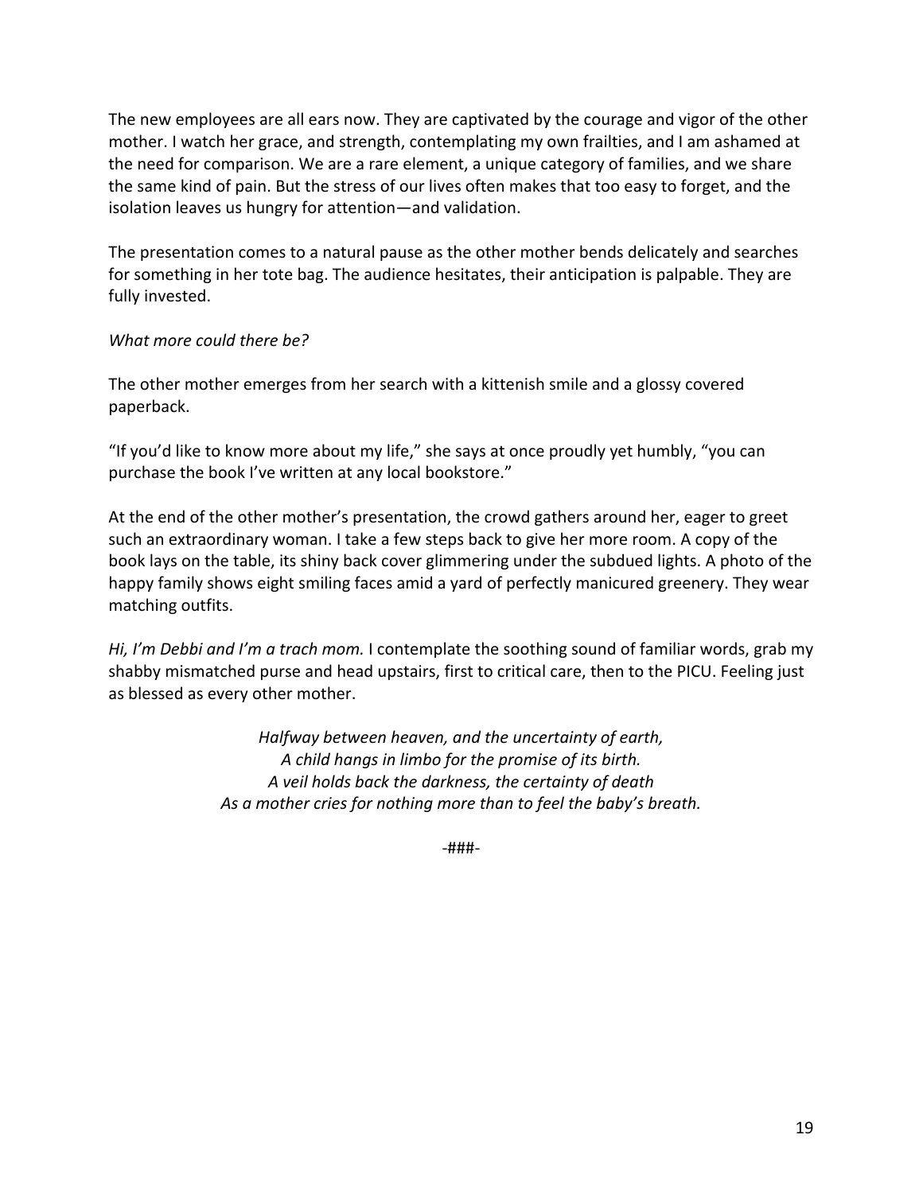The new employees are all ears now. They are captivated by the courage and vigor of the other mother. I watch her grace, and strength, contemplating my own frailties, and I am ashamed at the need for comparison. We are a rare element, a unique category of families, and we share the same kind of pain. But the stress of our lives often makes that too easy to forget, and the isolation leaves us hungry for attention—and validation.

The presentation comes to a natural pause as the other mother bends delicately and searches for something in her tote bag. The audience hesitates, their anticipation is palpable. They are fully invested.

*What more could there be?*

The other mother emerges from her search with a kittenish smile and a glossy covered paperback.

“If you’d like to know more about my life,” she says at once proudly yet humbly, “you can purchase the book I’ve written at any local bookstore.”

At the end of the other mother’s presentation, the crowd gathers around her, eager to greet such an extraordinary woman. I take a few steps back to give her more room. A copy of the book lays on the table, its shiny back cover glimmering under the subdued lights. A photo of the happy family shows eight smiling faces amid a yard of perfectly manicured greenery. They wear matching outfits.

*Hi, I’m Debbi and I’m a trach mom.* I contemplate the soothing sound of familiar words, grab my shabby mismatched purse and head upstairs, first to critical care, then to the PICU. Feeling just as blessed as every other mother.

*Halfway between heaven, and the uncertainty of earth,*
*A child hangs in limbo for the promise of its birth.*
*A veil holds back the darkness, the certainty of death*
*As a mother cries for nothing more than to feel the baby’s breath.*

-###-